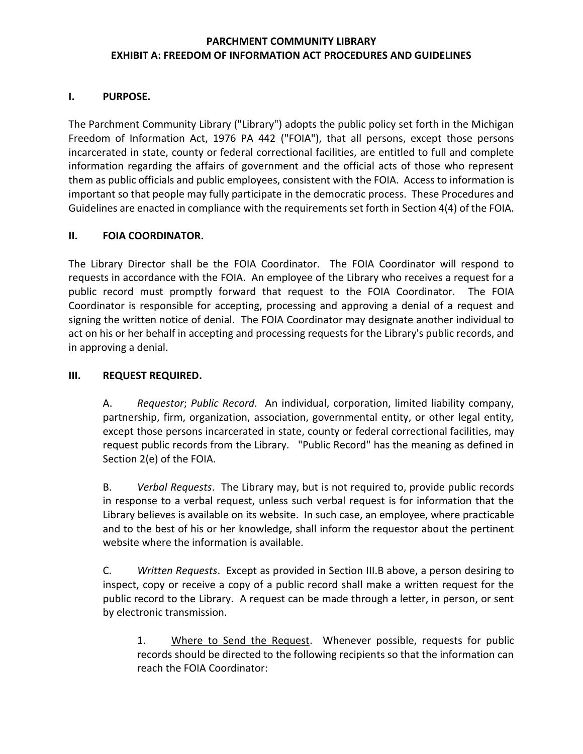# PARCHMENT COMMUNITY LIBRARY
# EXHIBIT A: FREEDOM OF INFORMATION ACT PROCEDURES AND GUIDELINES

## I. PURPOSE.

The Parchment Community Library ("Library") adopts the public policy set forth in the Michigan Freedom of Information Act, 1976 PA 442 ("FOIA"), that all persons, except those persons incarcerated in state, county or federal correctional facilities, are entitled to full and complete information regarding the affairs of government and the official acts of those who represent them as public officials and public employees, consistent with the FOIA. Access to information is important so that people may fully participate in the democratic process. These Procedures and Guidelines are enacted in compliance with the requirements set forth in Section 4(4) of the FOIA.

## II. FOIA COORDINATOR.

The Library Director shall be the FOIA Coordinator. The FOIA Coordinator will respond to requests in accordance with the FOIA. An employee of the Library who receives a request for a public record must promptly forward that request to the FOIA Coordinator. The FOIA Coordinator is responsible for accepting, processing and approving a denial of a request and signing the written notice of denial. The FOIA Coordinator may designate another individual to act on his or her behalf in accepting and processing requests for the Library's public records, and in approving a denial.

## III. REQUEST REQUIRED.

A. *Requestor*; *Public Record*. An individual, corporation, limited liability company, partnership, firm, organization, association, governmental entity, or other legal entity, except those persons incarcerated in state, county or federal correctional facilities, may request public records from the Library. "Public Record" has the meaning as defined in Section 2(e) of the FOIA.

B. *Verbal Requests*. The Library may, but is not required to, provide public records in response to a verbal request, unless such verbal request is for information that the Library believes is available on its website. In such case, an employee, where practicable and to the best of his or her knowledge, shall inform the requestor about the pertinent website where the information is available.

C. *Written Requests*. Except as provided in Section III.B above, a person desiring to inspect, copy or receive a copy of a public record shall make a written request for the public record to the Library. A request can be made through a letter, in person, or sent by electronic transmission.

1. Where to Send the Request. Whenever possible, requests for public records should be directed to the following recipients so that the information can reach the FOIA Coordinator: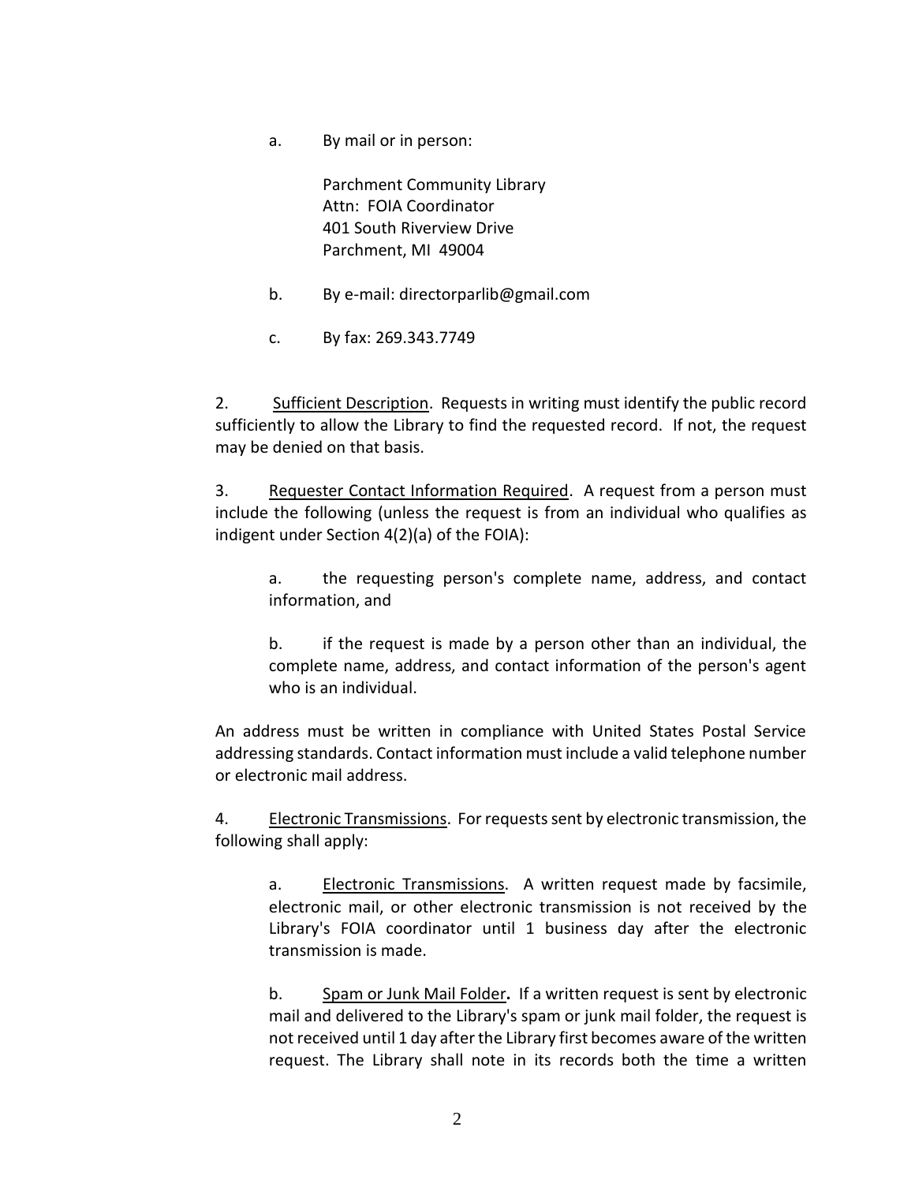a. By mail or in person:

Parchment Community Library
Attn: FOIA Coordinator
401 South Riverview Drive
Parchment, MI 49004

b. By e-mail: directorparlib@gmail.com

c. By fax: 269.343.7749

2. Sufficient Description. Requests in writing must identify the public record sufficiently to allow the Library to find the requested record. If not, the request may be denied on that basis.

3. Requester Contact Information Required. A request from a person must include the following (unless the request is from an individual who qualifies as indigent under Section 4(2)(a) of the FOIA):

a. the requesting person's complete name, address, and contact information, and

b. if the request is made by a person other than an individual, the complete name, address, and contact information of the person's agent who is an individual.

An address must be written in compliance with United States Postal Service addressing standards. Contact information must include a valid telephone number or electronic mail address.

4. Electronic Transmissions. For requests sent by electronic transmission, the following shall apply:

a. Electronic Transmissions. A written request made by facsimile, electronic mail, or other electronic transmission is not received by the Library's FOIA coordinator until 1 business day after the electronic transmission is made.

b. Spam or Junk Mail Folder. If a written request is sent by electronic mail and delivered to the Library's spam or junk mail folder, the request is not received until 1 day after the Library first becomes aware of the written request. The Library shall note in its records both the time a written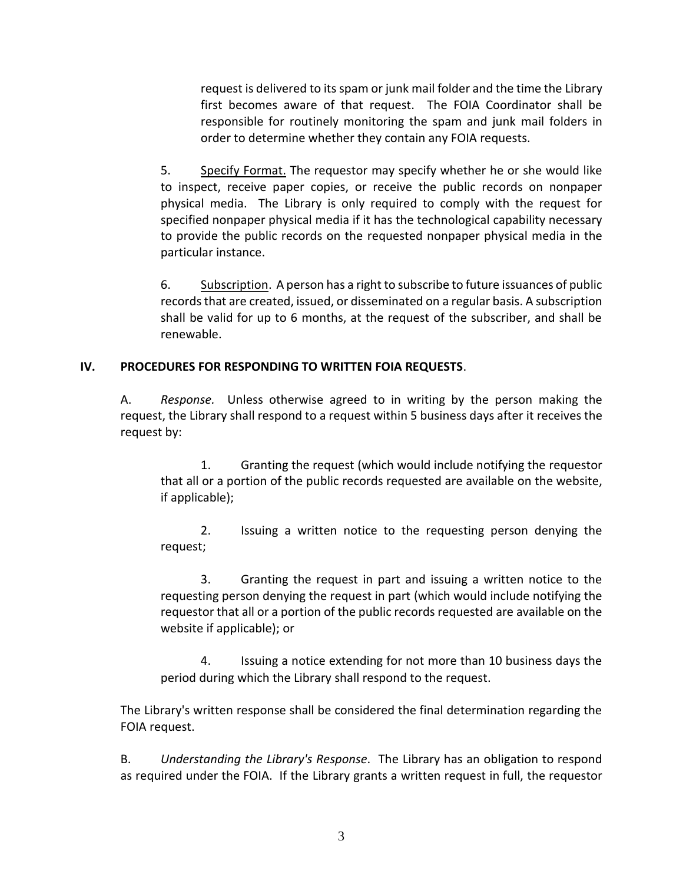request is delivered to its spam or junk mail folder and the time the Library first becomes aware of that request. The FOIA Coordinator shall be responsible for routinely monitoring the spam and junk mail folders in order to determine whether they contain any FOIA requests.

5. Specify Format. The requestor may specify whether he or she would like to inspect, receive paper copies, or receive the public records on nonpaper physical media. The Library is only required to comply with the request for specified nonpaper physical media if it has the technological capability necessary to provide the public records on the requested nonpaper physical media in the particular instance.

6. Subscription. A person has a right to subscribe to future issuances of public records that are created, issued, or disseminated on a regular basis. A subscription shall be valid for up to 6 months, at the request of the subscriber, and shall be renewable.

## IV. PROCEDURES FOR RESPONDING TO WRITTEN FOIA REQUESTS.

A. *Response.* Unless otherwise agreed to in writing by the person making the request, the Library shall respond to a request within 5 business days after it receives the request by:

1. Granting the request (which would include notifying the requestor that all or a portion of the public records requested are available on the website, if applicable);

2. Issuing a written notice to the requesting person denying the request;

3. Granting the request in part and issuing a written notice to the requesting person denying the request in part (which would include notifying the requestor that all or a portion of the public records requested are available on the website if applicable); or

4. Issuing a notice extending for not more than 10 business days the period during which the Library shall respond to the request.

The Library's written response shall be considered the final determination regarding the FOIA request.

B. *Understanding the Library's Response*. The Library has an obligation to respond as required under the FOIA. If the Library grants a written request in full, the requestor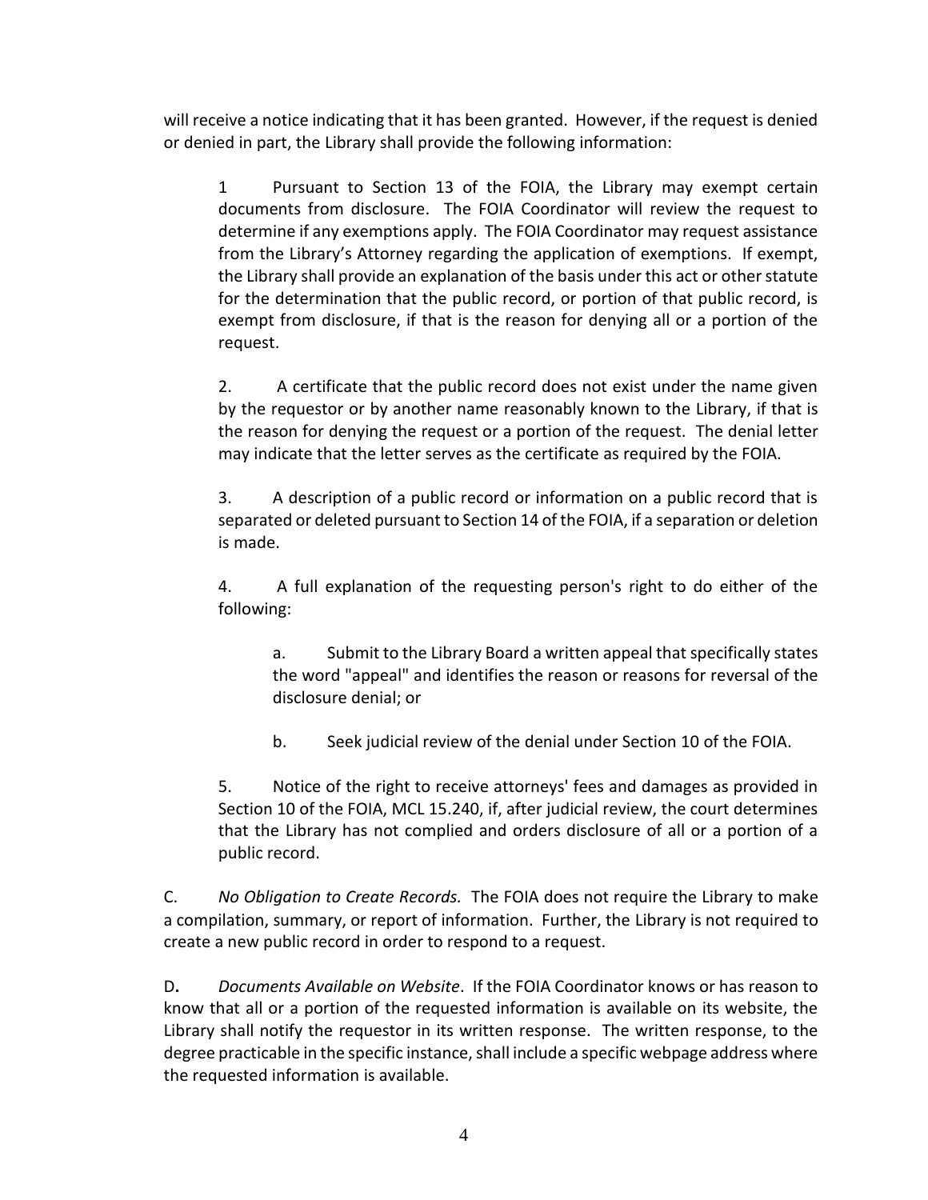will receive a notice indicating that it has been granted. However, if the request is denied or denied in part, the Library shall provide the following information:

1 Pursuant to Section 13 of the FOIA, the Library may exempt certain documents from disclosure. The FOIA Coordinator will review the request to determine if any exemptions apply. The FOIA Coordinator may request assistance from the Library's Attorney regarding the application of exemptions. If exempt, the Library shall provide an explanation of the basis under this act or other statute for the determination that the public record, or portion of that public record, is exempt from disclosure, if that is the reason for denying all or a portion of the request.

2. A certificate that the public record does not exist under the name given by the requestor or by another name reasonably known to the Library, if that is the reason for denying the request or a portion of the request. The denial letter may indicate that the letter serves as the certificate as required by the FOIA.

3. A description of a public record or information on a public record that is separated or deleted pursuant to Section 14 of the FOIA, if a separation or deletion is made.

4. A full explanation of the requesting person's right to do either of the following:

a. Submit to the Library Board a written appeal that specifically states the word "appeal" and identifies the reason or reasons for reversal of the disclosure denial; or

b. Seek judicial review of the denial under Section 10 of the FOIA.

5. Notice of the right to receive attorneys' fees and damages as provided in Section 10 of the FOIA, MCL 15.240, if, after judicial review, the court determines that the Library has not complied and orders disclosure of all or a portion of a public record.

C. *No Obligation to Create Records.* The FOIA does not require the Library to make a compilation, summary, or report of information. Further, the Library is not required to create a new public record in order to respond to a request.

D. *Documents Available on Website*. If the FOIA Coordinator knows or has reason to know that all or a portion of the requested information is available on its website, the Library shall notify the requestor in its written response. The written response, to the degree practicable in the specific instance, shall include a specific webpage address where the requested information is available.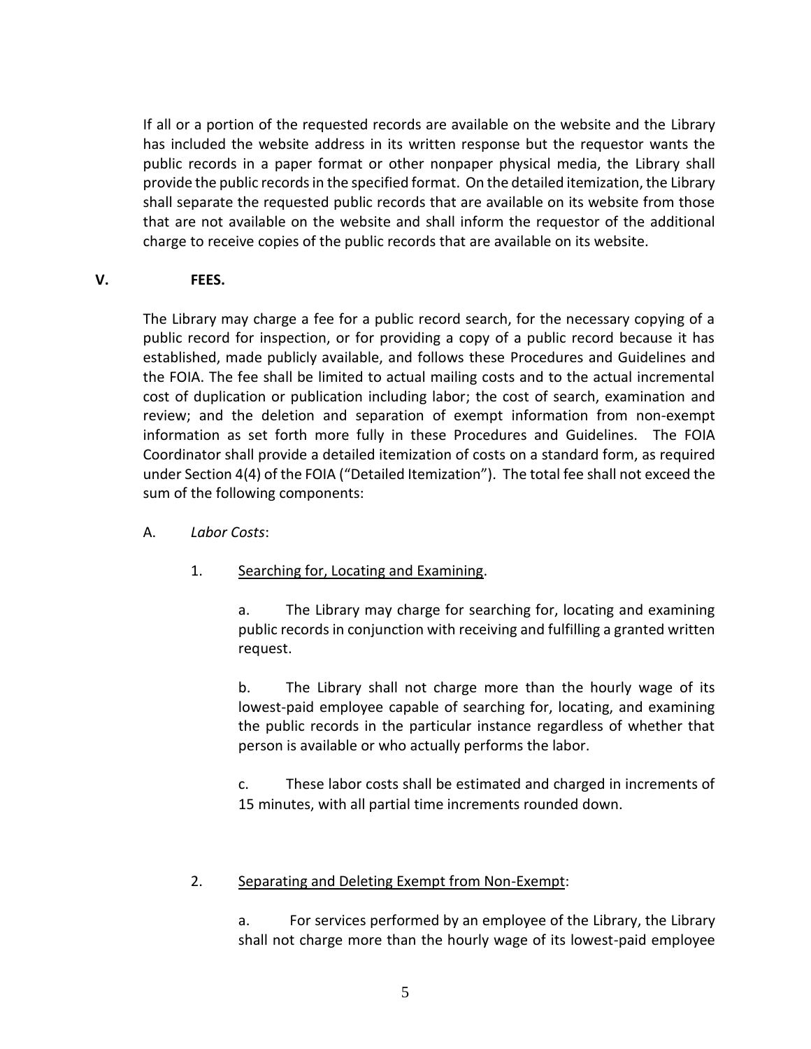If all or a portion of the requested records are available on the website and the Library has included the website address in its written response but the requestor wants the public records in a paper format or other nonpaper physical media, the Library shall provide the public records in the specified format. On the detailed itemization, the Library shall separate the requested public records that are available on its website from those that are not available on the website and shall inform the requestor of the additional charge to receive copies of the public records that are available on its website.

## V. FEES.

The Library may charge a fee for a public record search, for the necessary copying of a public record for inspection, or for providing a copy of a public record because it has established, made publicly available, and follows these Procedures and Guidelines and the FOIA. The fee shall be limited to actual mailing costs and to the actual incremental cost of duplication or publication including labor; the cost of search, examination and review; and the deletion and separation of exempt information from non-exempt information as set forth more fully in these Procedures and Guidelines. The FOIA Coordinator shall provide a detailed itemization of costs on a standard form, as required under Section 4(4) of the FOIA ("Detailed Itemization"). The total fee shall not exceed the sum of the following components:

A. *Labor Costs*:

1. Searching for, Locating and Examining.

   a. The Library may charge for searching for, locating and examining public records in conjunction with receiving and fulfilling a granted written request.

   b. The Library shall not charge more than the hourly wage of its lowest-paid employee capable of searching for, locating, and examining the public records in the particular instance regardless of whether that person is available or who actually performs the labor.

   c. These labor costs shall be estimated and charged in increments of 15 minutes, with all partial time increments rounded down.

2. Separating and Deleting Exempt from Non-Exempt:

   a. For services performed by an employee of the Library, the Library shall not charge more than the hourly wage of its lowest-paid employee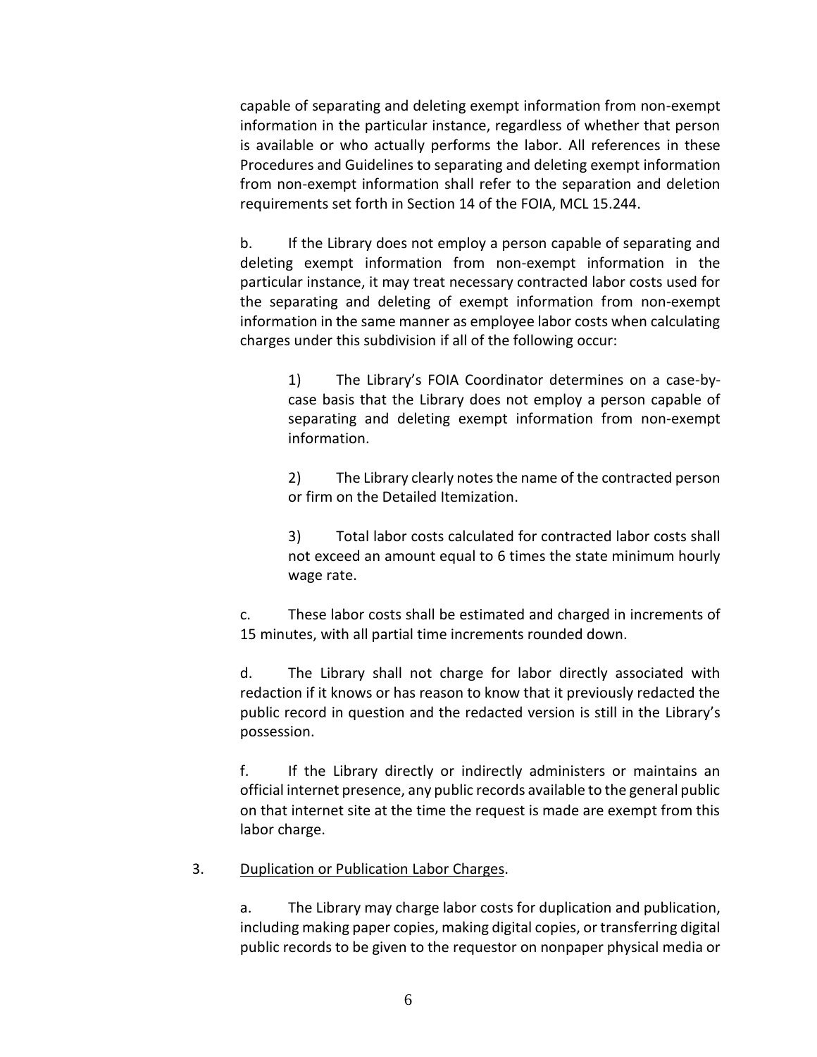capable of separating and deleting exempt information from non-exempt information in the particular instance, regardless of whether that person is available or who actually performs the labor. All references in these Procedures and Guidelines to separating and deleting exempt information from non-exempt information shall refer to the separation and deletion requirements set forth in Section 14 of the FOIA, MCL 15.244.

b. If the Library does not employ a person capable of separating and deleting exempt information from non-exempt information in the particular instance, it may treat necessary contracted labor costs used for the separating and deleting of exempt information from non-exempt information in the same manner as employee labor costs when calculating charges under this subdivision if all of the following occur:

1) The Library's FOIA Coordinator determines on a case-by-case basis that the Library does not employ a person capable of separating and deleting exempt information from non-exempt information.

2) The Library clearly notes the name of the contracted person or firm on the Detailed Itemization.

3) Total labor costs calculated for contracted labor costs shall not exceed an amount equal to 6 times the state minimum hourly wage rate.

c. These labor costs shall be estimated and charged in increments of 15 minutes, with all partial time increments rounded down.

d. The Library shall not charge for labor directly associated with redaction if it knows or has reason to know that it previously redacted the public record in question and the redacted version is still in the Library's possession.

f. If the Library directly or indirectly administers or maintains an official internet presence, any public records available to the general public on that internet site at the time the request is made are exempt from this labor charge.

3. <u>Duplication or Publication Labor Charges</u>.

a. The Library may charge labor costs for duplication and publication, including making paper copies, making digital copies, or transferring digital public records to be given to the requestor on nonpaper physical media or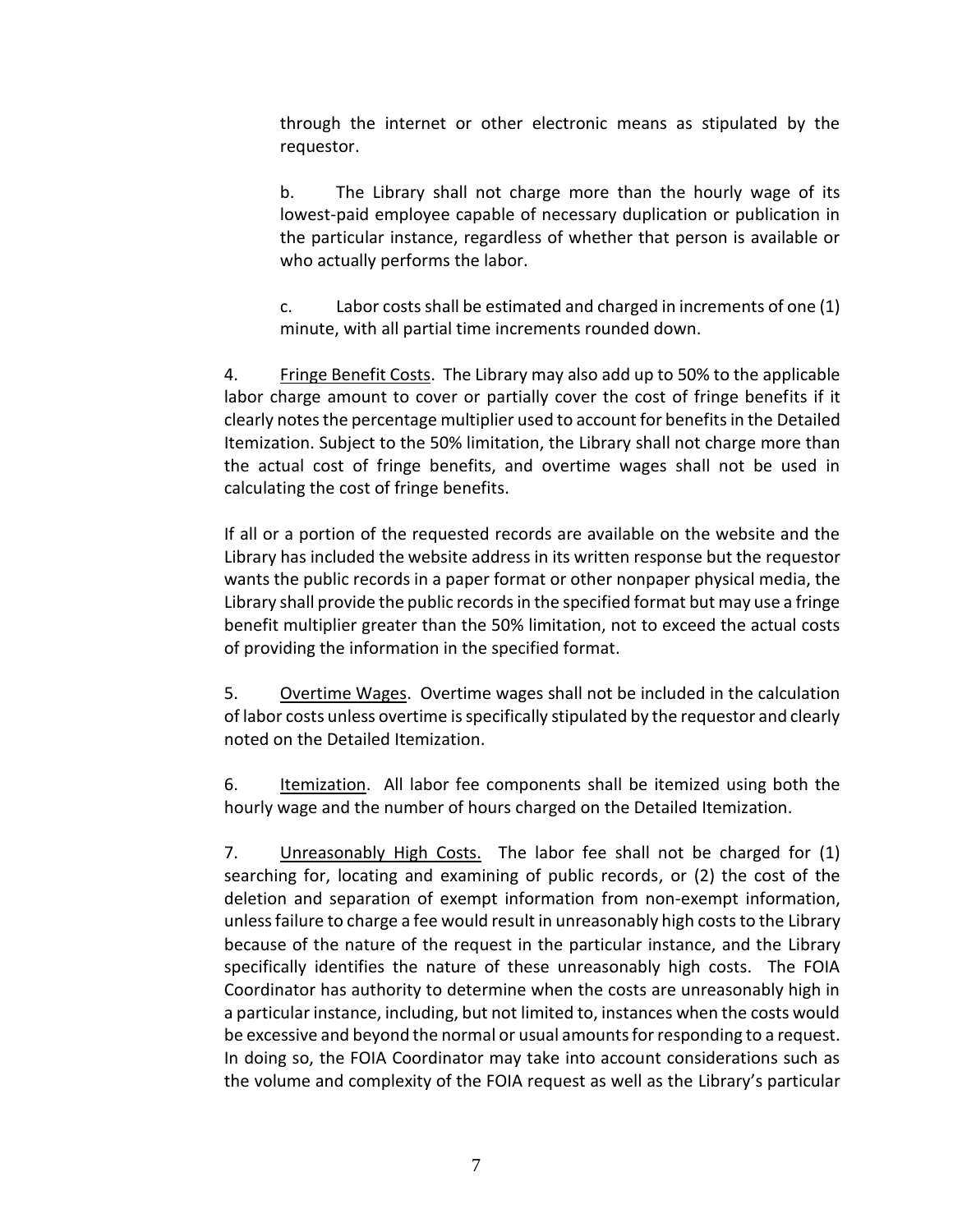through the internet or other electronic means as stipulated by the requestor.

b. The Library shall not charge more than the hourly wage of its lowest-paid employee capable of necessary duplication or publication in the particular instance, regardless of whether that person is available or who actually performs the labor.

c. Labor costs shall be estimated and charged in increments of one (1) minute, with all partial time increments rounded down.

4. Fringe Benefit Costs. The Library may also add up to 50% to the applicable labor charge amount to cover or partially cover the cost of fringe benefits if it clearly notes the percentage multiplier used to account for benefits in the Detailed Itemization. Subject to the 50% limitation, the Library shall not charge more than the actual cost of fringe benefits, and overtime wages shall not be used in calculating the cost of fringe benefits.

If all or a portion of the requested records are available on the website and the Library has included the website address in its written response but the requestor wants the public records in a paper format or other nonpaper physical media, the Library shall provide the public records in the specified format but may use a fringe benefit multiplier greater than the 50% limitation, not to exceed the actual costs of providing the information in the specified format.

5. Overtime Wages. Overtime wages shall not be included in the calculation of labor costs unless overtime is specifically stipulated by the requestor and clearly noted on the Detailed Itemization.

6. Itemization. All labor fee components shall be itemized using both the hourly wage and the number of hours charged on the Detailed Itemization.

7. Unreasonably High Costs. The labor fee shall not be charged for (1) searching for, locating and examining of public records, or (2) the cost of the deletion and separation of exempt information from non-exempt information, unless failure to charge a fee would result in unreasonably high costs to the Library because of the nature of the request in the particular instance, and the Library specifically identifies the nature of these unreasonably high costs. The FOIA Coordinator has authority to determine when the costs are unreasonably high in a particular instance, including, but not limited to, instances when the costs would be excessive and beyond the normal or usual amounts for responding to a request. In doing so, the FOIA Coordinator may take into account considerations such as the volume and complexity of the FOIA request as well as the Library's particular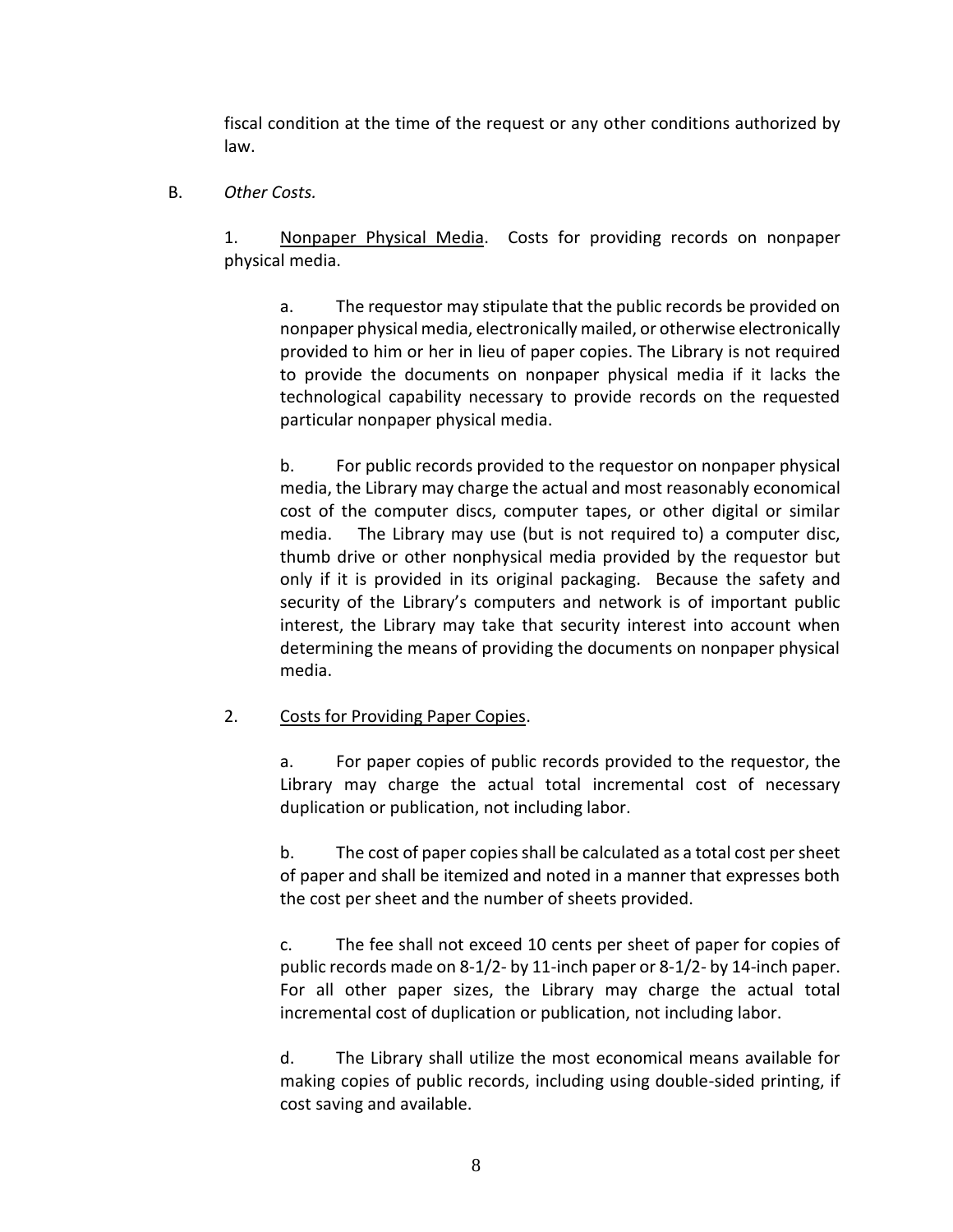fiscal condition at the time of the request or any other conditions authorized by law.

B. *Other Costs.*

1. Nonpaper Physical Media. Costs for providing records on nonpaper physical media.

a. The requestor may stipulate that the public records be provided on nonpaper physical media, electronically mailed, or otherwise electronically provided to him or her in lieu of paper copies. The Library is not required to provide the documents on nonpaper physical media if it lacks the technological capability necessary to provide records on the requested particular nonpaper physical media.

b. For public records provided to the requestor on nonpaper physical media, the Library may charge the actual and most reasonably economical cost of the computer discs, computer tapes, or other digital or similar media. The Library may use (but is not required to) a computer disc, thumb drive or other nonphysical media provided by the requestor but only if it is provided in its original packaging. Because the safety and security of the Library's computers and network is of important public interest, the Library may take that security interest into account when determining the means of providing the documents on nonpaper physical media.

2. Costs for Providing Paper Copies.

a. For paper copies of public records provided to the requestor, the Library may charge the actual total incremental cost of necessary duplication or publication, not including labor.

b. The cost of paper copies shall be calculated as a total cost per sheet of paper and shall be itemized and noted in a manner that expresses both the cost per sheet and the number of sheets provided.

c. The fee shall not exceed 10 cents per sheet of paper for copies of public records made on 8-1/2- by 11-inch paper or 8-1/2- by 14-inch paper. For all other paper sizes, the Library may charge the actual total incremental cost of duplication or publication, not including labor.

d. The Library shall utilize the most economical means available for making copies of public records, including using double-sided printing, if cost saving and available.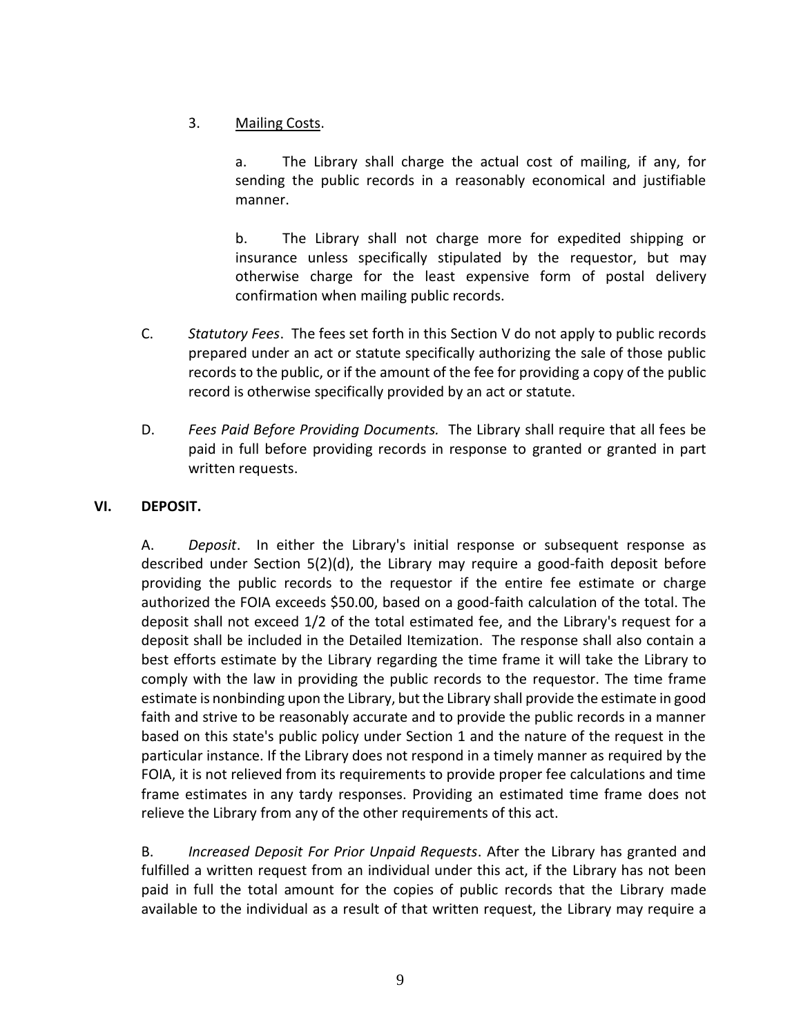3. Mailing Costs.

   a. The Library shall charge the actual cost of mailing, if any, for sending the public records in a reasonably economical and justifiable manner.

   b. The Library shall not charge more for expedited shipping or insurance unless specifically stipulated by the requestor, but may otherwise charge for the least expensive form of postal delivery confirmation when mailing public records.

C. *Statutory Fees*. The fees set forth in this Section V do not apply to public records prepared under an act or statute specifically authorizing the sale of those public records to the public, or if the amount of the fee for providing a copy of the public record is otherwise specifically provided by an act or statute.

D. *Fees Paid Before Providing Documents.* The Library shall require that all fees be paid in full before providing records in response to granted or granted in part written requests.

## VI. DEPOSIT.

A. *Deposit*. In either the Library's initial response or subsequent response as described under Section 5(2)(d), the Library may require a good-faith deposit before providing the public records to the requestor if the entire fee estimate or charge authorized the FOIA exceeds $50.00, based on a good-faith calculation of the total. The deposit shall not exceed 1/2 of the total estimated fee, and the Library's request for a deposit shall be included in the Detailed Itemization. The response shall also contain a best efforts estimate by the Library regarding the time frame it will take the Library to comply with the law in providing the public records to the requestor. The time frame estimate is nonbinding upon the Library, but the Library shall provide the estimate in good faith and strive to be reasonably accurate and to provide the public records in a manner based on this state's public policy under Section 1 and the nature of the request in the particular instance. If the Library does not respond in a timely manner as required by the FOIA, it is not relieved from its requirements to provide proper fee calculations and time frame estimates in any tardy responses. Providing an estimated time frame does not relieve the Library from any of the other requirements of this act.

B. *Increased Deposit For Prior Unpaid Requests*. After the Library has granted and fulfilled a written request from an individual under this act, if the Library has not been paid in full the total amount for the copies of public records that the Library made available to the individual as a result of that written request, the Library may require a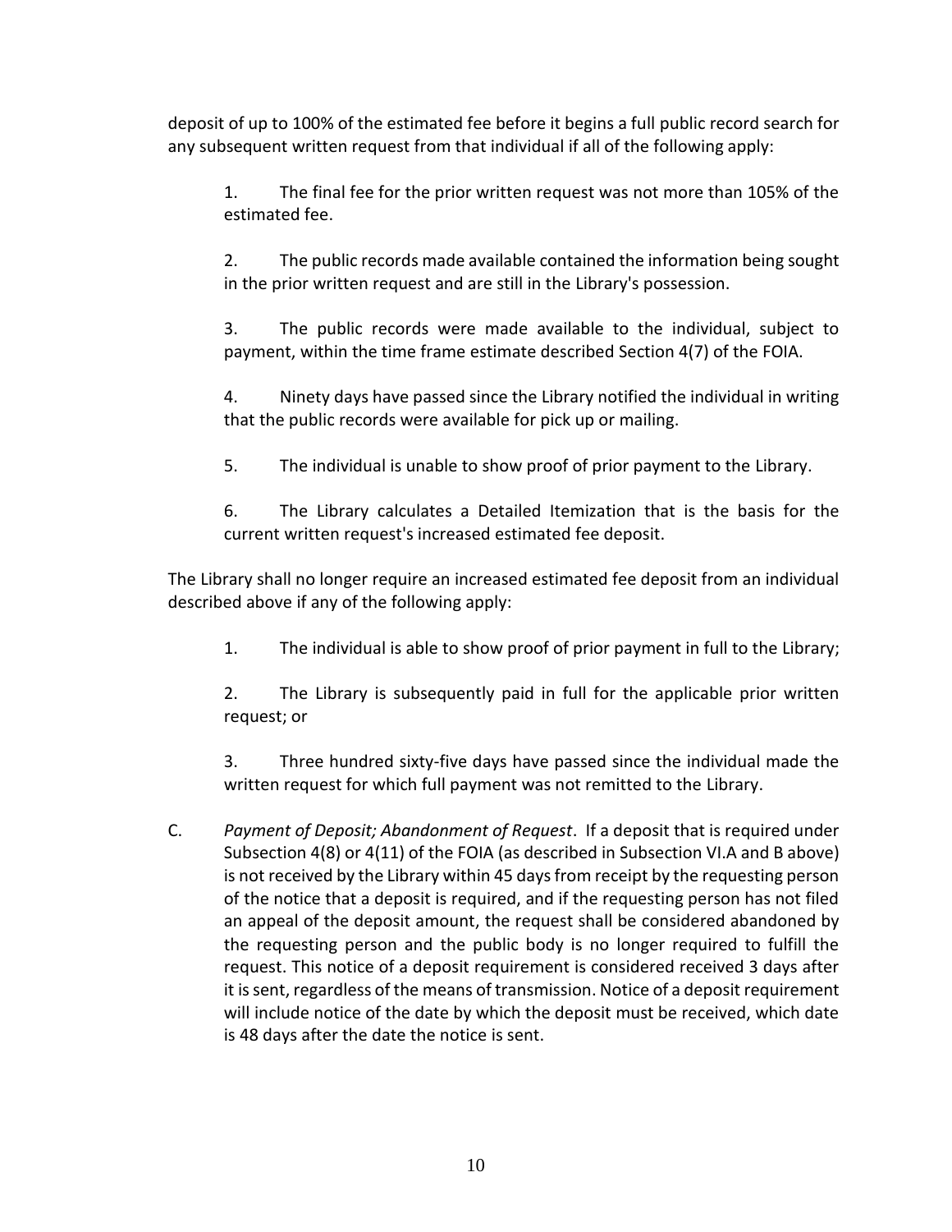deposit of up to 100% of the estimated fee before it begins a full public record search for any subsequent written request from that individual if all of the following apply:

1. The final fee for the prior written request was not more than 105% of the estimated fee.

2. The public records made available contained the information being sought in the prior written request and are still in the Library's possession.

3. The public records were made available to the individual, subject to payment, within the time frame estimate described Section 4(7) of the FOIA.

4. Ninety days have passed since the Library notified the individual in writing that the public records were available for pick up or mailing.

5. The individual is unable to show proof of prior payment to the Library.

6. The Library calculates a Detailed Itemization that is the basis for the current written request's increased estimated fee deposit.

The Library shall no longer require an increased estimated fee deposit from an individual described above if any of the following apply:

1. The individual is able to show proof of prior payment in full to the Library;

2. The Library is subsequently paid in full for the applicable prior written request; or

3. Three hundred sixty-five days have passed since the individual made the written request for which full payment was not remitted to the Library.

C. *Payment of Deposit; Abandonment of Request*. If a deposit that is required under Subsection 4(8) or 4(11) of the FOIA (as described in Subsection VI.A and B above) is not received by the Library within 45 days from receipt by the requesting person of the notice that a deposit is required, and if the requesting person has not filed an appeal of the deposit amount, the request shall be considered abandoned by the requesting person and the public body is no longer required to fulfill the request. This notice of a deposit requirement is considered received 3 days after it is sent, regardless of the means of transmission. Notice of a deposit requirement will include notice of the date by which the deposit must be received, which date is 48 days after the date the notice is sent.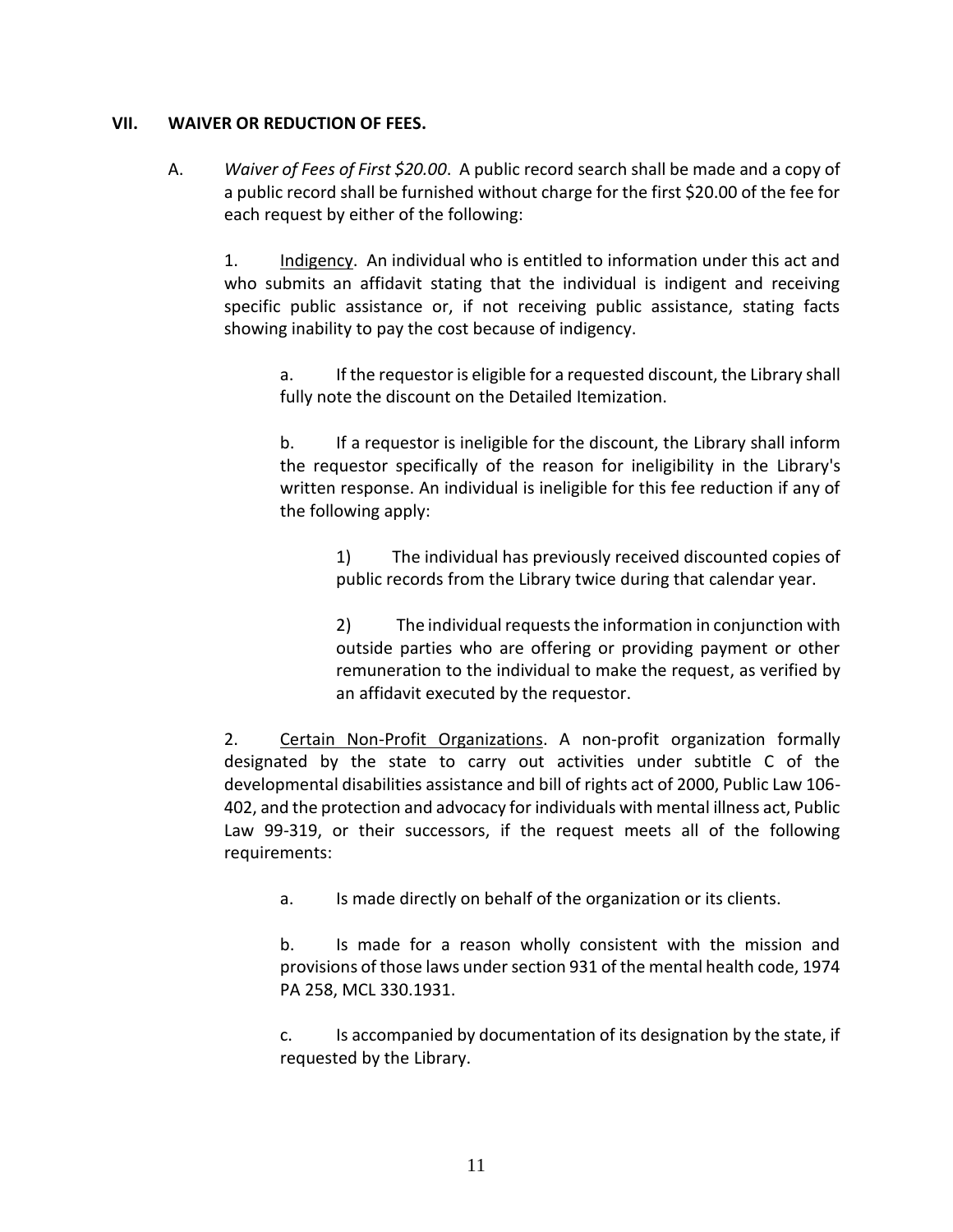## VII. WAIVER OR REDUCTION OF FEES.

A. *Waiver of Fees of First $20.00*. A public record search shall be made and a copy of a public record shall be furnished without charge for the first $20.00 of the fee for each request by either of the following:

1. Indigency. An individual who is entitled to information under this act and who submits an affidavit stating that the individual is indigent and receiving specific public assistance or, if not receiving public assistance, stating facts showing inability to pay the cost because of indigency.

a. If the requestor is eligible for a requested discount, the Library shall fully note the discount on the Detailed Itemization.

b. If a requestor is ineligible for the discount, the Library shall inform the requestor specifically of the reason for ineligibility in the Library's written response. An individual is ineligible for this fee reduction if any of the following apply:

1) The individual has previously received discounted copies of public records from the Library twice during that calendar year.

2) The individual requests the information in conjunction with outside parties who are offering or providing payment or other remuneration to the individual to make the request, as verified by an affidavit executed by the requestor.

2. Certain Non-Profit Organizations. A non-profit organization formally designated by the state to carry out activities under subtitle C of the developmental disabilities assistance and bill of rights act of 2000, Public Law 106-402, and the protection and advocacy for individuals with mental illness act, Public Law 99-319, or their successors, if the request meets all of the following requirements:

a. Is made directly on behalf of the organization or its clients.

b. Is made for a reason wholly consistent with the mission and provisions of those laws under section 931 of the mental health code, 1974 PA 258, MCL 330.1931.

c. Is accompanied by documentation of its designation by the state, if requested by the Library.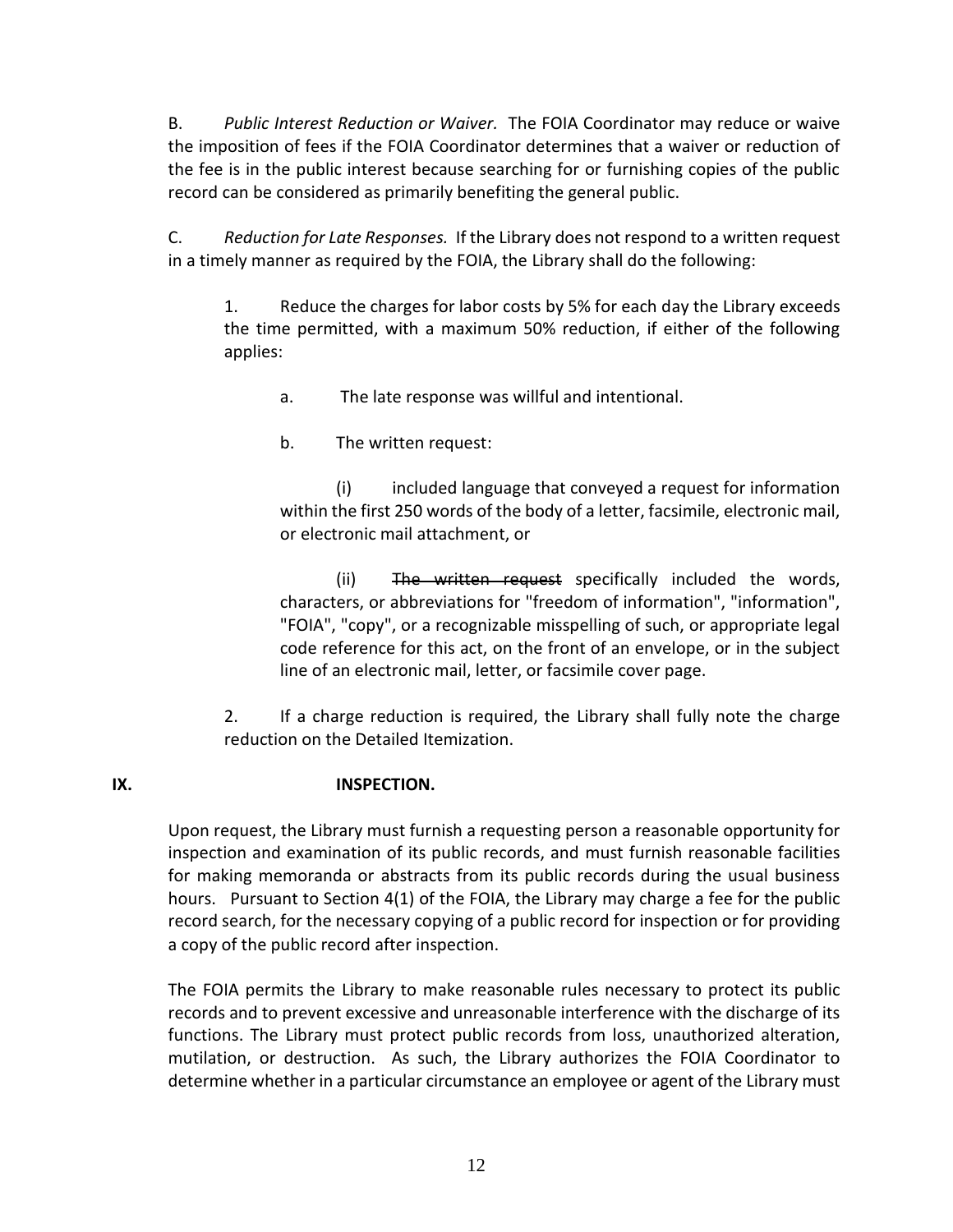B. *Public Interest Reduction or Waiver.* The FOIA Coordinator may reduce or waive the imposition of fees if the FOIA Coordinator determines that a waiver or reduction of the fee is in the public interest because searching for or furnishing copies of the public record can be considered as primarily benefiting the general public.

C. *Reduction for Late Responses.* If the Library does not respond to a written request in a timely manner as required by the FOIA, the Library shall do the following:

1. Reduce the charges for labor costs by 5% for each day the Library exceeds the time permitted, with a maximum 50% reduction, if either of the following applies:

    a. The late response was willful and intentional.

    b. The written request:

        (i) included language that conveyed a request for information within the first 250 words of the body of a letter, facsimile, electronic mail, or electronic mail attachment, or

        (ii) ~~The written request~~ specifically included the words, characters, or abbreviations for "freedom of information", "information", "FOIA", "copy", or a recognizable misspelling of such, or appropriate legal code reference for this act, on the front of an envelope, or in the subject line of an electronic mail, letter, or facsimile cover page.

2. If a charge reduction is required, the Library shall fully note the charge reduction on the Detailed Itemization.

## IX. INSPECTION.

Upon request, the Library must furnish a requesting person a reasonable opportunity for inspection and examination of its public records, and must furnish reasonable facilities for making memoranda or abstracts from its public records during the usual business hours. Pursuant to Section 4(1) of the FOIA, the Library may charge a fee for the public record search, for the necessary copying of a public record for inspection or for providing a copy of the public record after inspection.

The FOIA permits the Library to make reasonable rules necessary to protect its public records and to prevent excessive and unreasonable interference with the discharge of its functions. The Library must protect public records from loss, unauthorized alteration, mutilation, or destruction. As such, the Library authorizes the FOIA Coordinator to determine whether in a particular circumstance an employee or agent of the Library must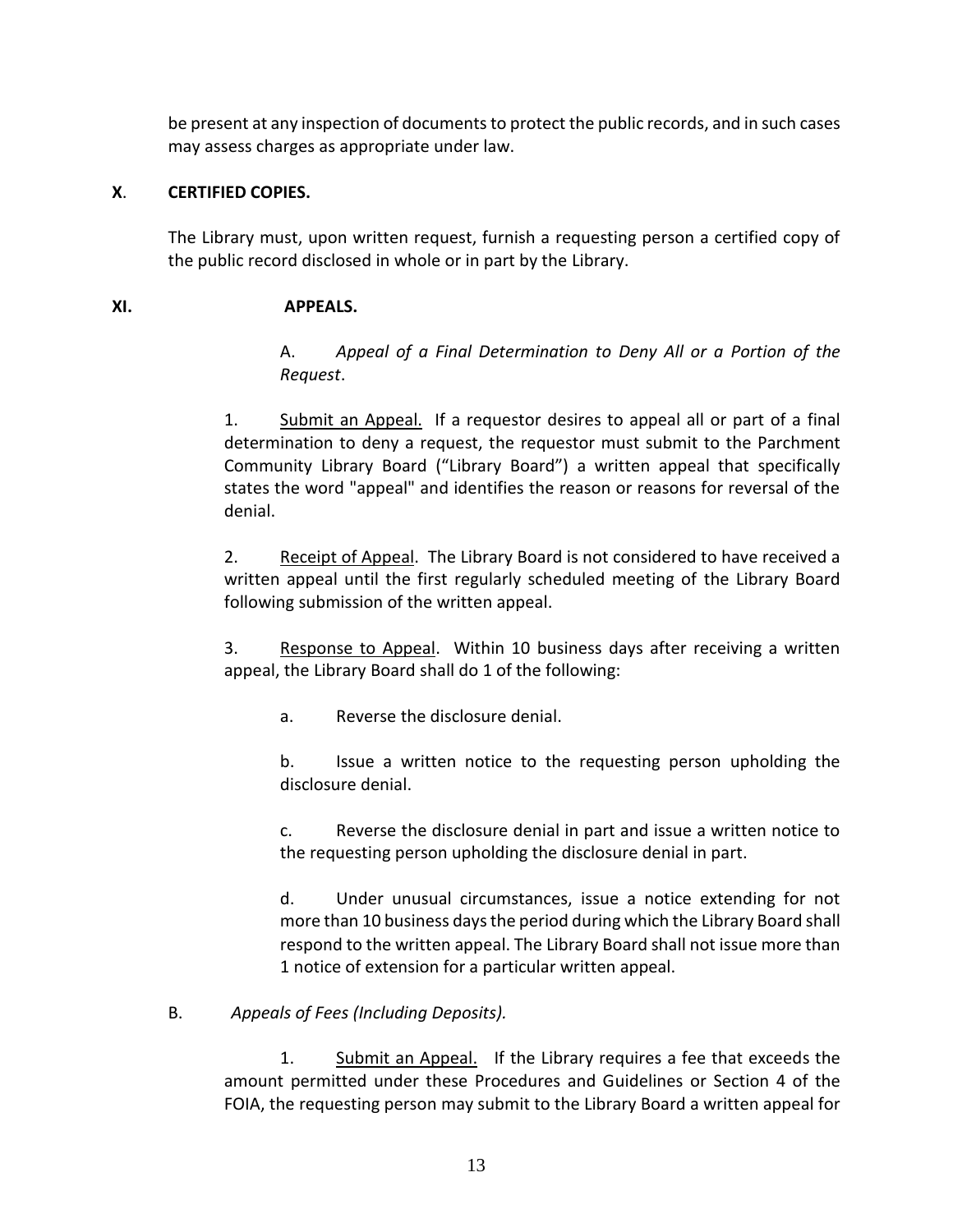be present at any inspection of documents to protect the public records, and in such cases may assess charges as appropriate under law.

**X. CERTIFIED COPIES.**

The Library must, upon written request, furnish a requesting person a certified copy of the public record disclosed in whole or in part by the Library.

**XI. APPEALS.**

A. *Appeal of a Final Determination to Deny All or a Portion of the Request*.

1. Submit an Appeal. If a requestor desires to appeal all or part of a final determination to deny a request, the requestor must submit to the Parchment Community Library Board ("Library Board") a written appeal that specifically states the word "appeal" and identifies the reason or reasons for reversal of the denial.

2. Receipt of Appeal. The Library Board is not considered to have received a written appeal until the first regularly scheduled meeting of the Library Board following submission of the written appeal.

3. Response to Appeal. Within 10 business days after receiving a written appeal, the Library Board shall do 1 of the following:

a. Reverse the disclosure denial.

b. Issue a written notice to the requesting person upholding the disclosure denial.

c. Reverse the disclosure denial in part and issue a written notice to the requesting person upholding the disclosure denial in part.

d. Under unusual circumstances, issue a notice extending for not more than 10 business days the period during which the Library Board shall respond to the written appeal. The Library Board shall not issue more than 1 notice of extension for a particular written appeal.

B. *Appeals of Fees (Including Deposits).*

1. Submit an Appeal. If the Library requires a fee that exceeds the amount permitted under these Procedures and Guidelines or Section 4 of the FOIA, the requesting person may submit to the Library Board a written appeal for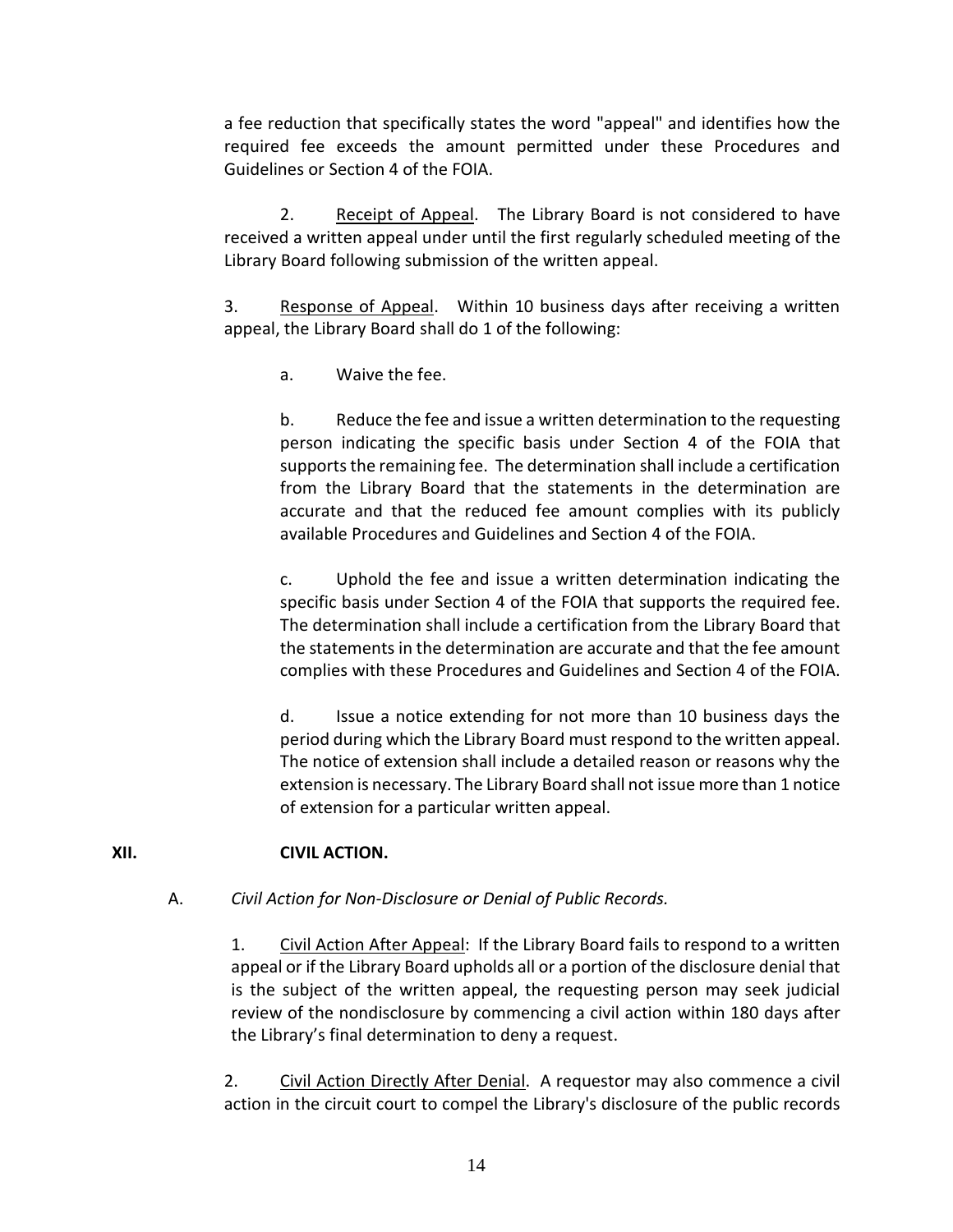a fee reduction that specifically states the word "appeal" and identifies how the required fee exceeds the amount permitted under these Procedures and Guidelines or Section 4 of the FOIA.

2. Receipt of Appeal. The Library Board is not considered to have received a written appeal under until the first regularly scheduled meeting of the Library Board following submission of the written appeal.

3. Response of Appeal. Within 10 business days after receiving a written appeal, the Library Board shall do 1 of the following:

a. Waive the fee.

b. Reduce the fee and issue a written determination to the requesting person indicating the specific basis under Section 4 of the FOIA that supports the remaining fee. The determination shall include a certification from the Library Board that the statements in the determination are accurate and that the reduced fee amount complies with its publicly available Procedures and Guidelines and Section 4 of the FOIA.

c. Uphold the fee and issue a written determination indicating the specific basis under Section 4 of the FOIA that supports the required fee. The determination shall include a certification from the Library Board that the statements in the determination are accurate and that the fee amount complies with these Procedures and Guidelines and Section 4 of the FOIA.

d. Issue a notice extending for not more than 10 business days the period during which the Library Board must respond to the written appeal. The notice of extension shall include a detailed reason or reasons why the extension is necessary. The Library Board shall not issue more than 1 notice of extension for a particular written appeal.

## XII. CIVIL ACTION.

A. *Civil Action for Non-Disclosure or Denial of Public Records.*

1. Civil Action After Appeal: If the Library Board fails to respond to a written appeal or if the Library Board upholds all or a portion of the disclosure denial that is the subject of the written appeal, the requesting person may seek judicial review of the nondisclosure by commencing a civil action within 180 days after the Library's final determination to deny a request.

2. Civil Action Directly After Denial. A requestor may also commence a civil action in the circuit court to compel the Library's disclosure of the public records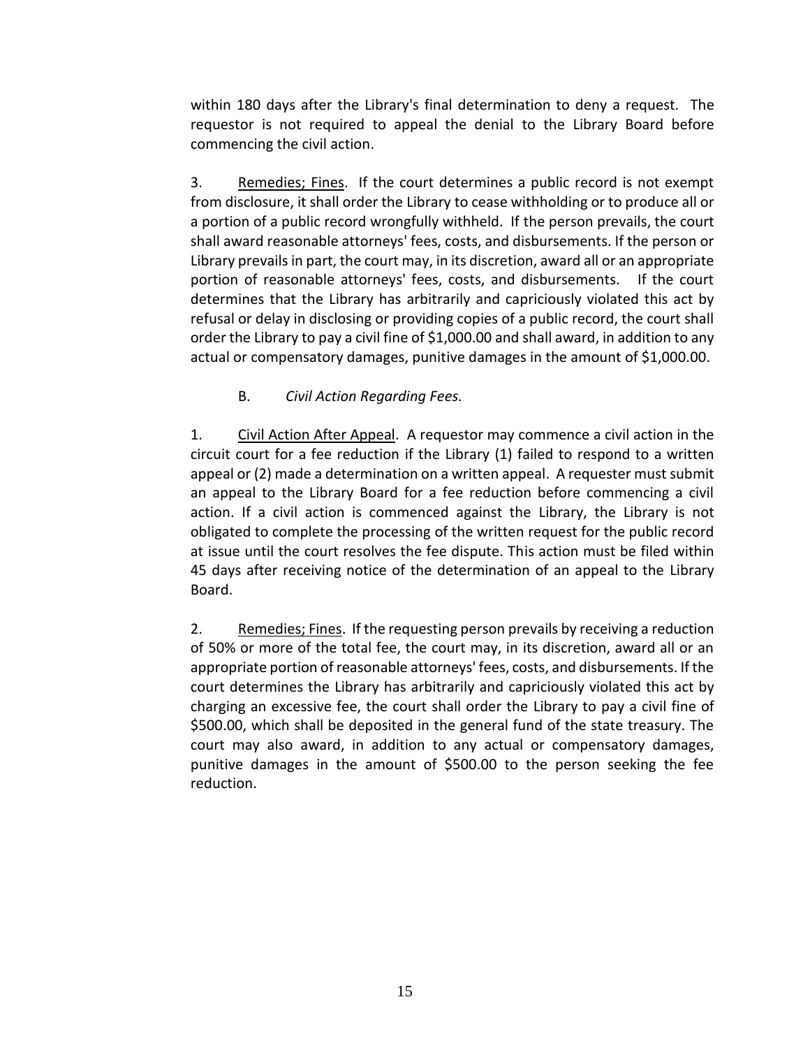within 180 days after the Library's final determination to deny a request. The requestor is not required to appeal the denial to the Library Board before commencing the civil action.

3. Remedies; Fines. If the court determines a public record is not exempt from disclosure, it shall order the Library to cease withholding or to produce all or a portion of a public record wrongfully withheld. If the person prevails, the court shall award reasonable attorneys' fees, costs, and disbursements. If the person or Library prevails in part, the court may, in its discretion, award all or an appropriate portion of reasonable attorneys' fees, costs, and disbursements. If the court determines that the Library has arbitrarily and capriciously violated this act by refusal or delay in disclosing or providing copies of a public record, the court shall order the Library to pay a civil fine of $1,000.00 and shall award, in addition to any actual or compensatory damages, punitive damages in the amount of $1,000.00.

B. *Civil Action Regarding Fees.*

1. Civil Action After Appeal. A requestor may commence a civil action in the circuit court for a fee reduction if the Library (1) failed to respond to a written appeal or (2) made a determination on a written appeal. A requester must submit an appeal to the Library Board for a fee reduction before commencing a civil action. If a civil action is commenced against the Library, the Library is not obligated to complete the processing of the written request for the public record at issue until the court resolves the fee dispute. This action must be filed within 45 days after receiving notice of the determination of an appeal to the Library Board.

2. Remedies; Fines. If the requesting person prevails by receiving a reduction of 50% or more of the total fee, the court may, in its discretion, award all or an appropriate portion of reasonable attorneys' fees, costs, and disbursements. If the court determines the Library has arbitrarily and capriciously violated this act by charging an excessive fee, the court shall order the Library to pay a civil fine of $500.00, which shall be deposited in the general fund of the state treasury. The court may also award, in addition to any actual or compensatory damages, punitive damages in the amount of $500.00 to the person seeking the fee reduction.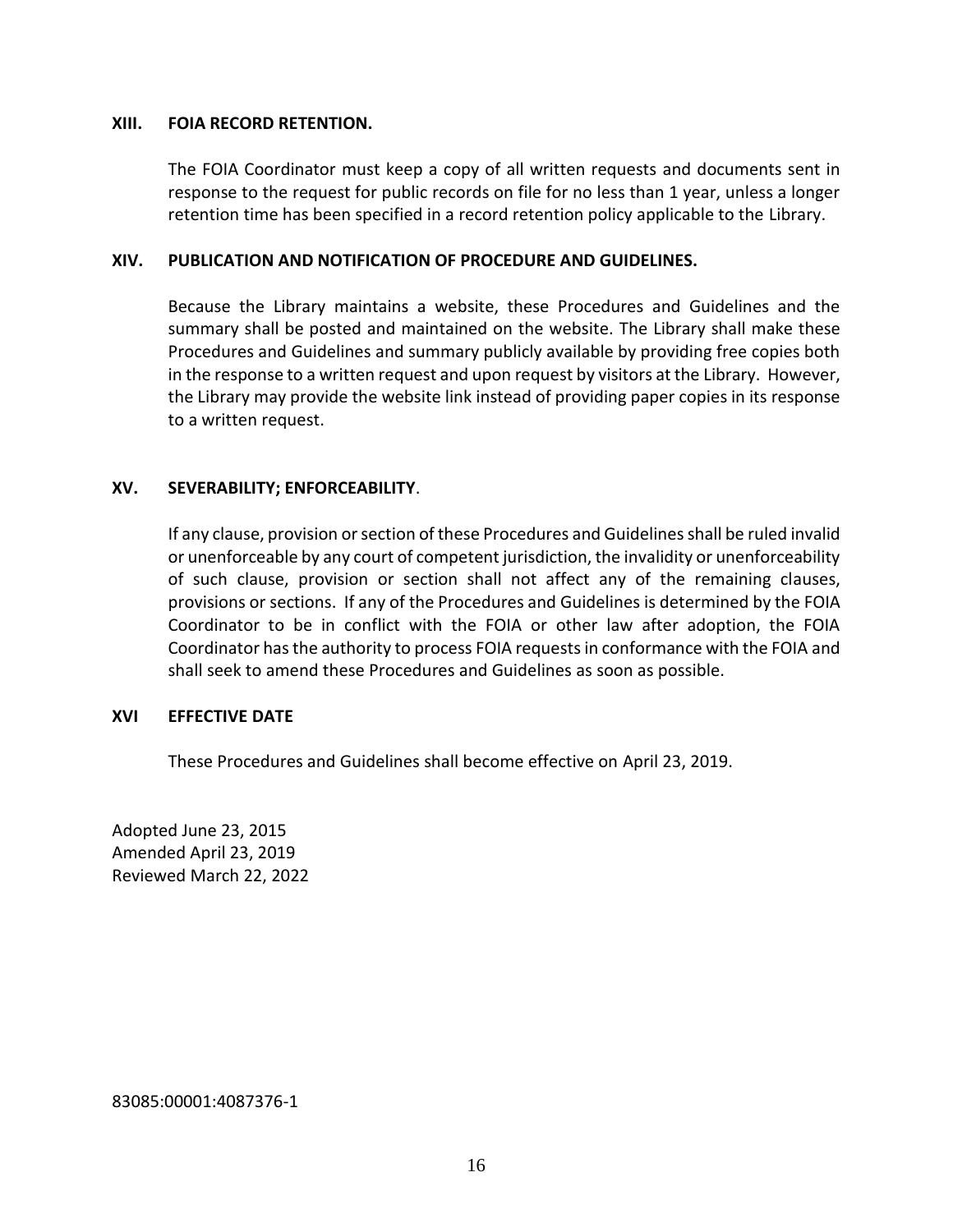### XIII. FOIA RECORD RETENTION.

The FOIA Coordinator must keep a copy of all written requests and documents sent in response to the request for public records on file for no less than 1 year, unless a longer retention time has been specified in a record retention policy applicable to the Library.

### XIV. PUBLICATION AND NOTIFICATION OF PROCEDURE AND GUIDELINES.

Because the Library maintains a website, these Procedures and Guidelines and the summary shall be posted and maintained on the website. The Library shall make these Procedures and Guidelines and summary publicly available by providing free copies both in the response to a written request and upon request by visitors at the Library. However, the Library may provide the website link instead of providing paper copies in its response to a written request.

### XV. SEVERABILITY; ENFORCEABILITY.

If any clause, provision or section of these Procedures and Guidelines shall be ruled invalid or unenforceable by any court of competent jurisdiction, the invalidity or unenforceability of such clause, provision or section shall not affect any of the remaining clauses, provisions or sections. If any of the Procedures and Guidelines is determined by the FOIA Coordinator to be in conflict with the FOIA or other law after adoption, the FOIA Coordinator has the authority to process FOIA requests in conformance with the FOIA and shall seek to amend these Procedures and Guidelines as soon as possible.

### XVI EFFECTIVE DATE

These Procedures and Guidelines shall become effective on April 23, 2019.

Adopted June 23, 2015
Amended April 23, 2019
Reviewed March 22, 2022

83085:00001:4087376-1